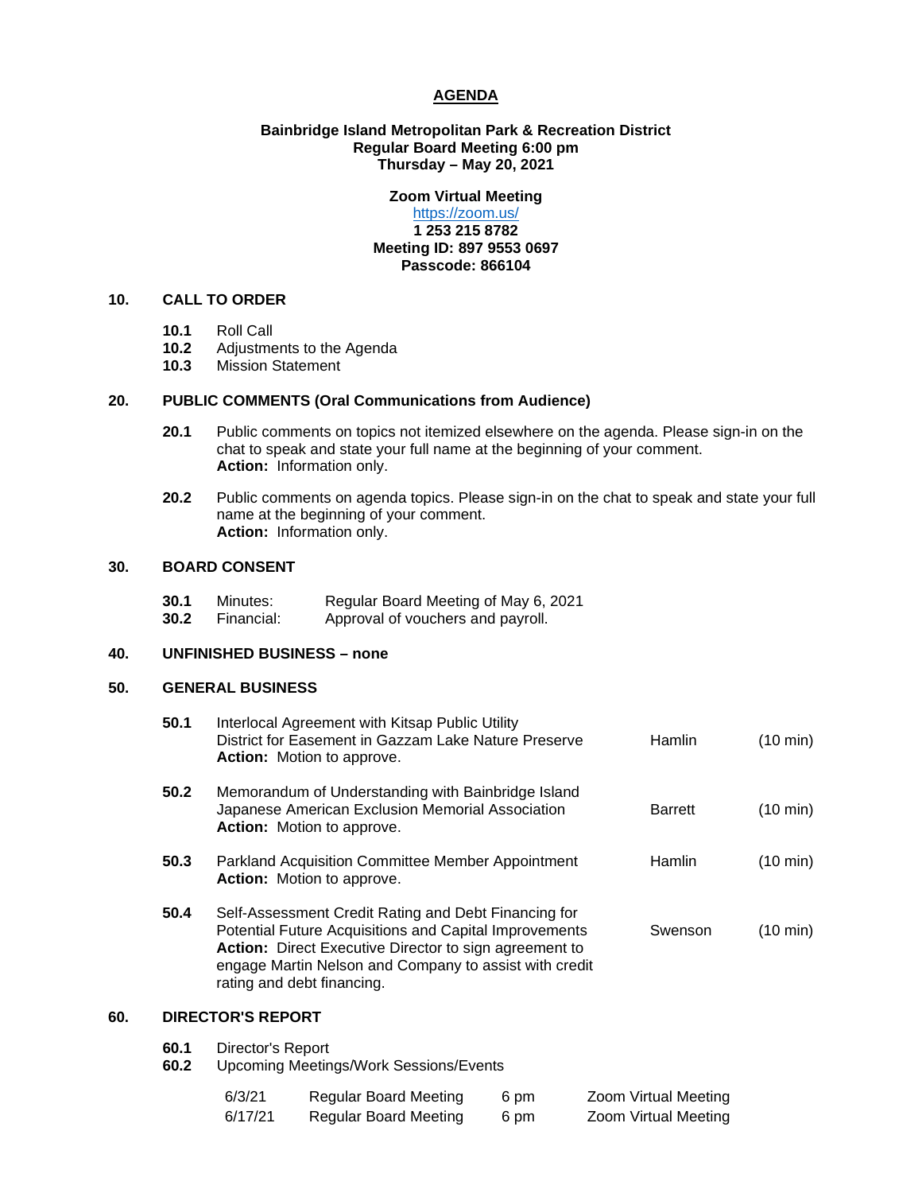# AGENDA

**Bainbridge Island Metropolitan Park & Recreation District**
**Regular Board Meeting 6:00 pm**
**Thursday – May 20, 2021**

**Zoom Virtual Meeting**
https://zoom.us/
**1 253 215 8782**
**Meeting ID: 897 9553 0697**
**Passcode: 866104**

## 10. CALL TO ORDER

**10.1** Roll Call
**10.2** Adjustments to the Agenda
**10.3** Mission Statement

## 20. PUBLIC COMMENTS (Oral Communications from Audience)

**20.1** Public comments on topics not itemized elsewhere on the agenda. Please sign-in on the chat to speak and state your full name at the beginning of your comment.
**Action:** Information only.

**20.2** Public comments on agenda topics. Please sign-in on the chat to speak and state your full name at the beginning of your comment.
**Action:** Information only.

## 30. BOARD CONSENT

**30.1** Minutes: Regular Board Meeting of May 6, 2021
**30.2** Financial: Approval of vouchers and payroll.

## 40. UNFINISHED BUSINESS – none

## 50. GENERAL BUSINESS

| | | | |
|---|---|---|---|
| **50.1** | Interlocal Agreement with Kitsap Public Utility District for Easement in Gazzam Lake Nature Preserve<br>**Action:** Motion to approve. | Hamlin | (10 min) |
| **50.2** | Memorandum of Understanding with Bainbridge Island Japanese American Exclusion Memorial Association<br>**Action:** Motion to approve. | Barrett | (10 min) |
| **50.3** | Parkland Acquisition Committee Member Appointment<br>**Action:** Motion to approve. | Hamlin | (10 min) |
| **50.4** | Self-Assessment Credit Rating and Debt Financing for Potential Future Acquisitions and Capital Improvements<br>**Action:** Direct Executive Director to sign agreement to engage Martin Nelson and Company to assist with credit rating and debt financing. | Swenson | (10 min) |

## 60. DIRECTOR'S REPORT

**60.1** Director's Report
**60.2** Upcoming Meetings/Work Sessions/Events

| | | | |
|---|---|---|---|
| 6/3/21 | Regular Board Meeting | 6 pm | Zoom Virtual Meeting |
| 6/17/21 | Regular Board Meeting | 6 pm | Zoom Virtual Meeting |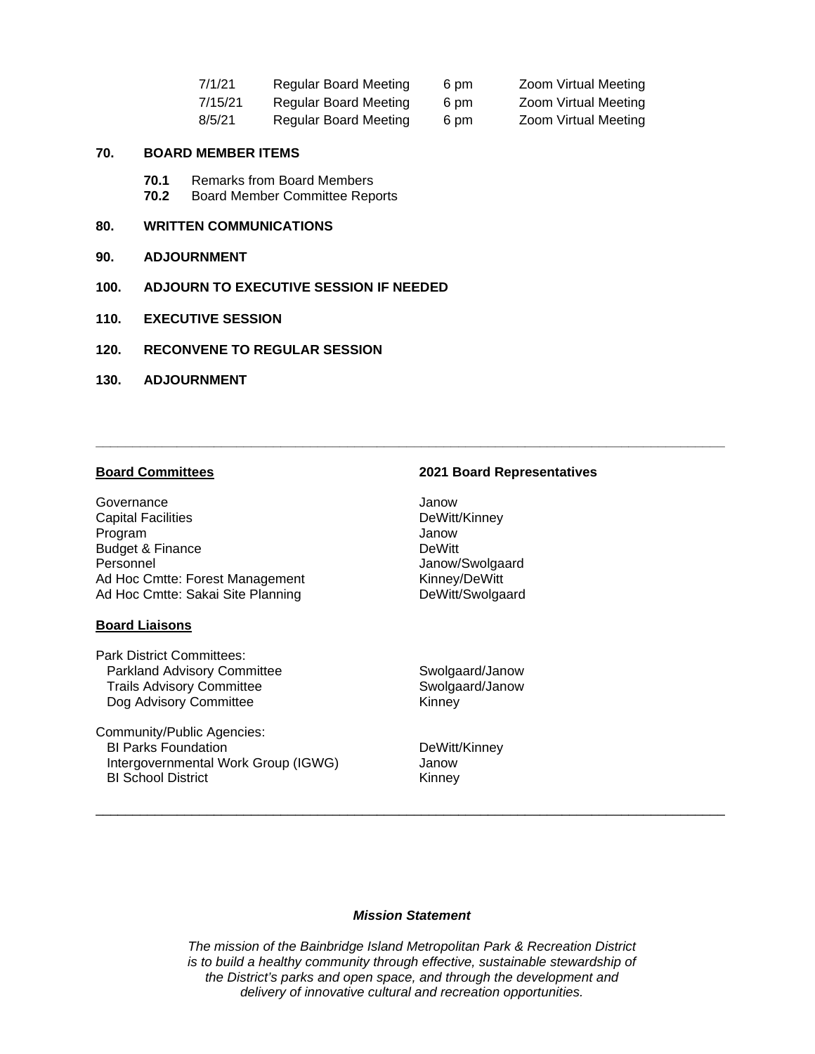| | | | |
|---|---|---|---|
| 7/1/21 | Regular Board Meeting | 6 pm | Zoom Virtual Meeting |
| 7/15/21 | Regular Board Meeting | 6 pm | Zoom Virtual Meeting |
| 8/5/21 | Regular Board Meeting | 6 pm | Zoom Virtual Meeting |

**70. BOARD MEMBER ITEMS**

- **70.1** Remarks from Board Members
- **70.2** Board Member Committee Reports

**80. WRITTEN COMMUNICATIONS**

**90. ADJOURNMENT**

**100. ADJOURN TO EXECUTIVE SESSION IF NEEDED**

**110. EXECUTIVE SESSION**

**120. RECONVENE TO REGULAR SESSION**

**130. ADJOURNMENT**

---

| **Board Committees** | **2021 Board Representatives** |
|---|---|
| Governance | Janow |
| Capital Facilities | DeWitt/Kinney |
| Program | Janow |
| Budget & Finance | DeWitt |
| Personnel | Janow/Swolgaard |
| Ad Hoc Cmtte: Forest Management | Kinney/DeWitt |
| Ad Hoc Cmtte: Sakai Site Planning | DeWitt/Swolgaard |

**Board Liaisons**

| | |
|---|---|
| Park District Committees: | |
| Parkland Advisory Committee | Swolgaard/Janow |
| Trails Advisory Committee | Swolgaard/Janow |
| Dog Advisory Committee | Kinney |
| Community/Public Agencies: | |
| BI Parks Foundation | DeWitt/Kinney |
| Intergovernmental Work Group (IGWG) | Janow |
| BI School District | Kinney |

---

***Mission Statement***

*The mission of the Bainbridge Island Metropolitan Park & Recreation District is to build a healthy community through effective, sustainable stewardship of the District's parks and open space, and through the development and delivery of innovative cultural and recreation opportunities.*